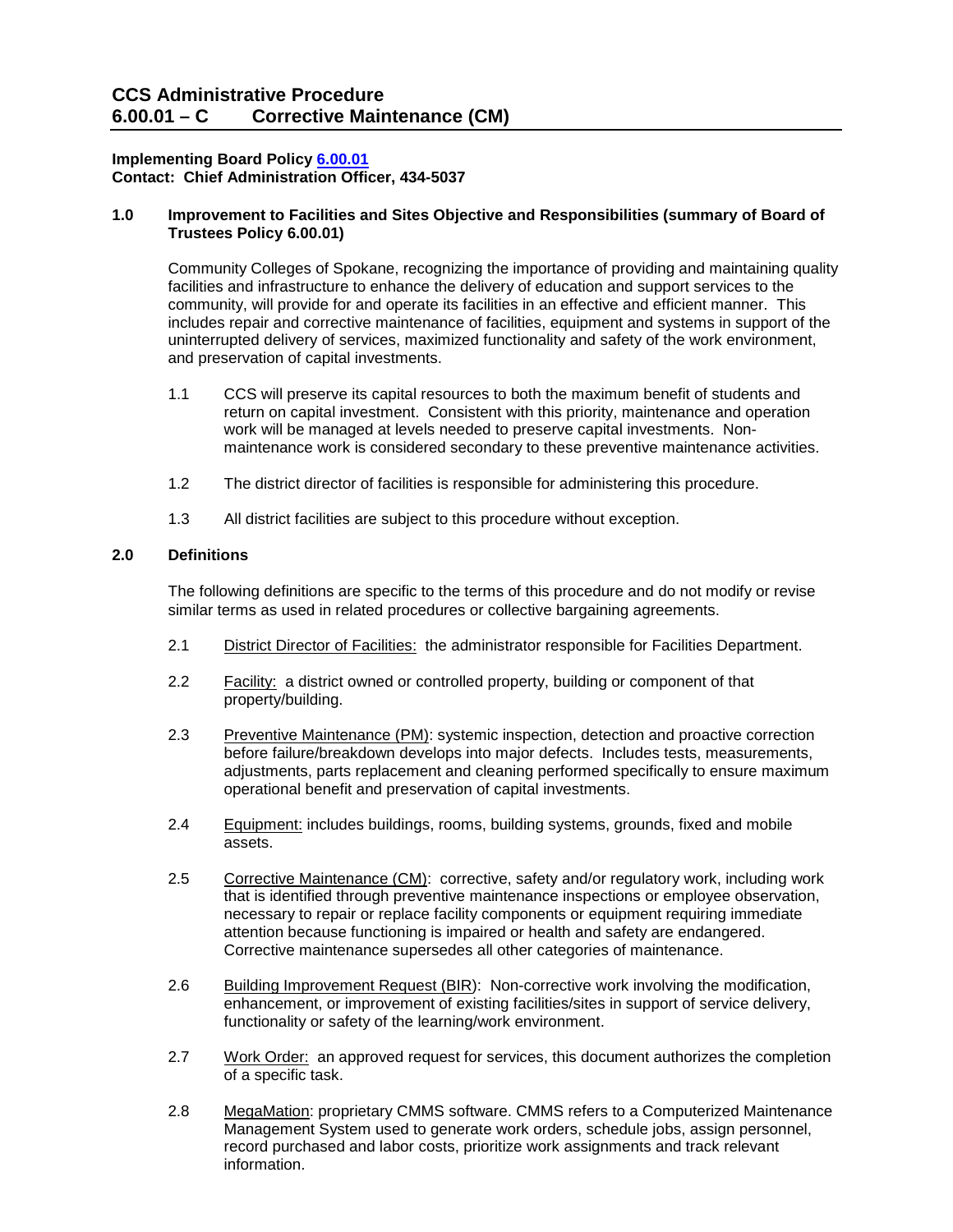# CCS Administrative Procedure
# 6.00.01 – C Corrective Maintenance (CM)

**Implementing Board Policy 6.00.01**
**Contact: Chief Administration Officer, 434-5037**

## 1.0 Improvement to Facilities and Sites Objective and Responsibilities (summary of Board of Trustees Policy 6.00.01)

Community Colleges of Spokane, recognizing the importance of providing and maintaining quality facilities and infrastructure to enhance the delivery of education and support services to the community, will provide for and operate its facilities in an effective and efficient manner. This includes repair and corrective maintenance of facilities, equipment and systems in support of the uninterrupted delivery of services, maximized functionality and safety of the work environment, and preservation of capital investments.

1.1 CCS will preserve its capital resources to both the maximum benefit of students and return on capital investment. Consistent with this priority, maintenance and operation work will be managed at levels needed to preserve capital investments. Non-maintenance work is considered secondary to these preventive maintenance activities.

1.2 The district director of facilities is responsible for administering this procedure.

1.3 All district facilities are subject to this procedure without exception.

## 2.0 Definitions

The following definitions are specific to the terms of this procedure and do not modify or revise similar terms as used in related procedures or collective bargaining agreements.

2.1 District Director of Facilities: the administrator responsible for Facilities Department.

2.2 Facility: a district owned or controlled property, building or component of that property/building.

2.3 Preventive Maintenance (PM): systemic inspection, detection and proactive correction before failure/breakdown develops into major defects. Includes tests, measurements, adjustments, parts replacement and cleaning performed specifically to ensure maximum operational benefit and preservation of capital investments.

2.4 Equipment: includes buildings, rooms, building systems, grounds, fixed and mobile assets.

2.5 Corrective Maintenance (CM): corrective, safety and/or regulatory work, including work that is identified through preventive maintenance inspections or employee observation, necessary to repair or replace facility components or equipment requiring immediate attention because functioning is impaired or health and safety are endangered. Corrective maintenance supersedes all other categories of maintenance.

2.6 Building Improvement Request (BIR): Non-corrective work involving the modification, enhancement, or improvement of existing facilities/sites in support of service delivery, functionality or safety of the learning/work environment.

2.7 Work Order: an approved request for services, this document authorizes the completion of a specific task.

2.8 MegaMation: proprietary CMMS software. CMMS refers to a Computerized Maintenance Management System used to generate work orders, schedule jobs, assign personnel, record purchased and labor costs, prioritize work assignments and track relevant information.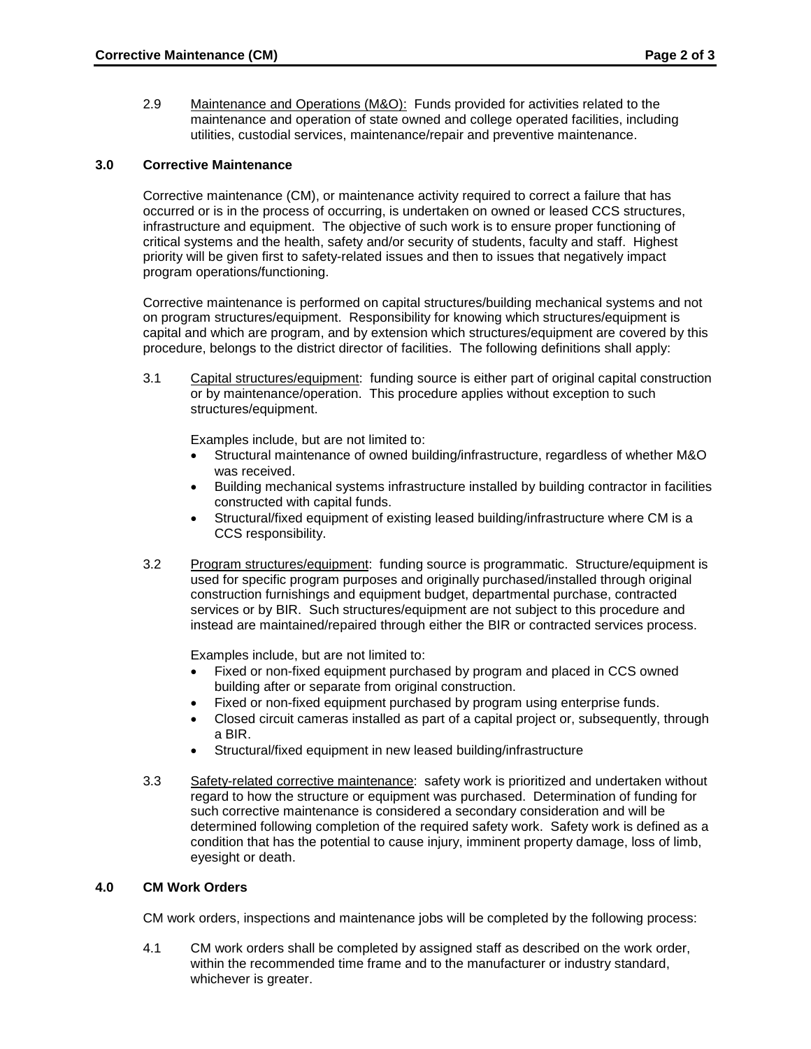2.9 Maintenance and Operations (M&O): Funds provided for activities related to the maintenance and operation of state owned and college operated facilities, including utilities, custodial services, maintenance/repair and preventive maintenance.

## 3.0 Corrective Maintenance

Corrective maintenance (CM), or maintenance activity required to correct a failure that has occurred or is in the process of occurring, is undertaken on owned or leased CCS structures, infrastructure and equipment. The objective of such work is to ensure proper functioning of critical systems and the health, safety and/or security of students, faculty and staff. Highest priority will be given first to safety-related issues and then to issues that negatively impact program operations/functioning.

Corrective maintenance is performed on capital structures/building mechanical systems and not on program structures/equipment. Responsibility for knowing which structures/equipment is capital and which are program, and by extension which structures/equipment are covered by this procedure, belongs to the district director of facilities. The following definitions shall apply:

3.1 Capital structures/equipment: funding source is either part of original capital construction or by maintenance/operation. This procedure applies without exception to such structures/equipment.

Examples include, but are not limited to:

- Structural maintenance of owned building/infrastructure, regardless of whether M&O was received.
- Building mechanical systems infrastructure installed by building contractor in facilities constructed with capital funds.
- Structural/fixed equipment of existing leased building/infrastructure where CM is a CCS responsibility.

3.2 Program structures/equipment: funding source is programmatic. Structure/equipment is used for specific program purposes and originally purchased/installed through original construction furnishings and equipment budget, departmental purchase, contracted services or by BIR. Such structures/equipment are not subject to this procedure and instead are maintained/repaired through either the BIR or contracted services process.

Examples include, but are not limited to:

- Fixed or non-fixed equipment purchased by program and placed in CCS owned building after or separate from original construction.
- Fixed or non-fixed equipment purchased by program using enterprise funds.
- Closed circuit cameras installed as part of a capital project or, subsequently, through a BIR.
- Structural/fixed equipment in new leased building/infrastructure

3.3 Safety-related corrective maintenance: safety work is prioritized and undertaken without regard to how the structure or equipment was purchased. Determination of funding for such corrective maintenance is considered a secondary consideration and will be determined following completion of the required safety work. Safety work is defined as a condition that has the potential to cause injury, imminent property damage, loss of limb, eyesight or death.

## 4.0 CM Work Orders

CM work orders, inspections and maintenance jobs will be completed by the following process:

4.1 CM work orders shall be completed by assigned staff as described on the work order, within the recommended time frame and to the manufacturer or industry standard, whichever is greater.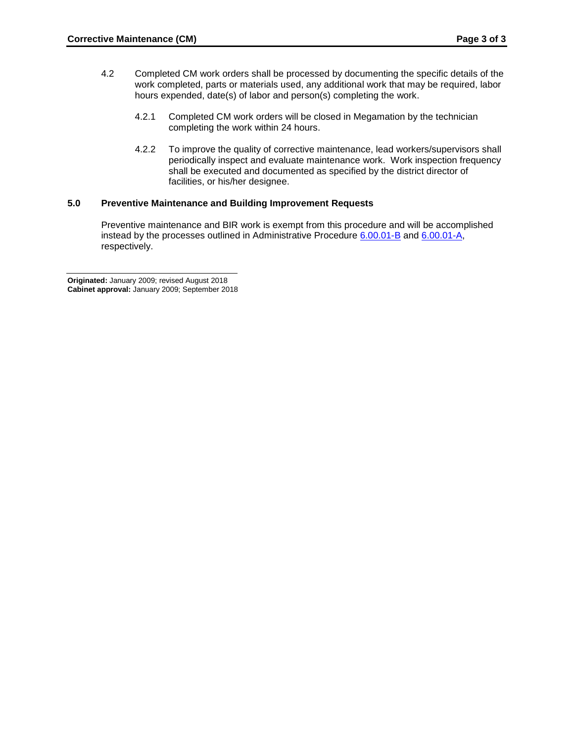4.2 Completed CM work orders shall be processed by documenting the specific details of the work completed, parts or materials used, any additional work that may be required, labor hours expended, date(s) of labor and person(s) completing the work.

4.2.1 Completed CM work orders will be closed in Megamation by the technician completing the work within 24 hours.

4.2.2 To improve the quality of corrective maintenance, lead workers/supervisors shall periodically inspect and evaluate maintenance work. Work inspection frequency shall be executed and documented as specified by the district director of facilities, or his/her designee.

## 5.0 Preventive Maintenance and Building Improvement Requests

Preventive maintenance and BIR work is exempt from this procedure and will be accomplished instead by the processes outlined in Administrative Procedure 6.00.01-B and 6.00.01-A, respectively.

---

**Originated:** January 2009; revised August 2018
**Cabinet approval:** January 2009; September 2018